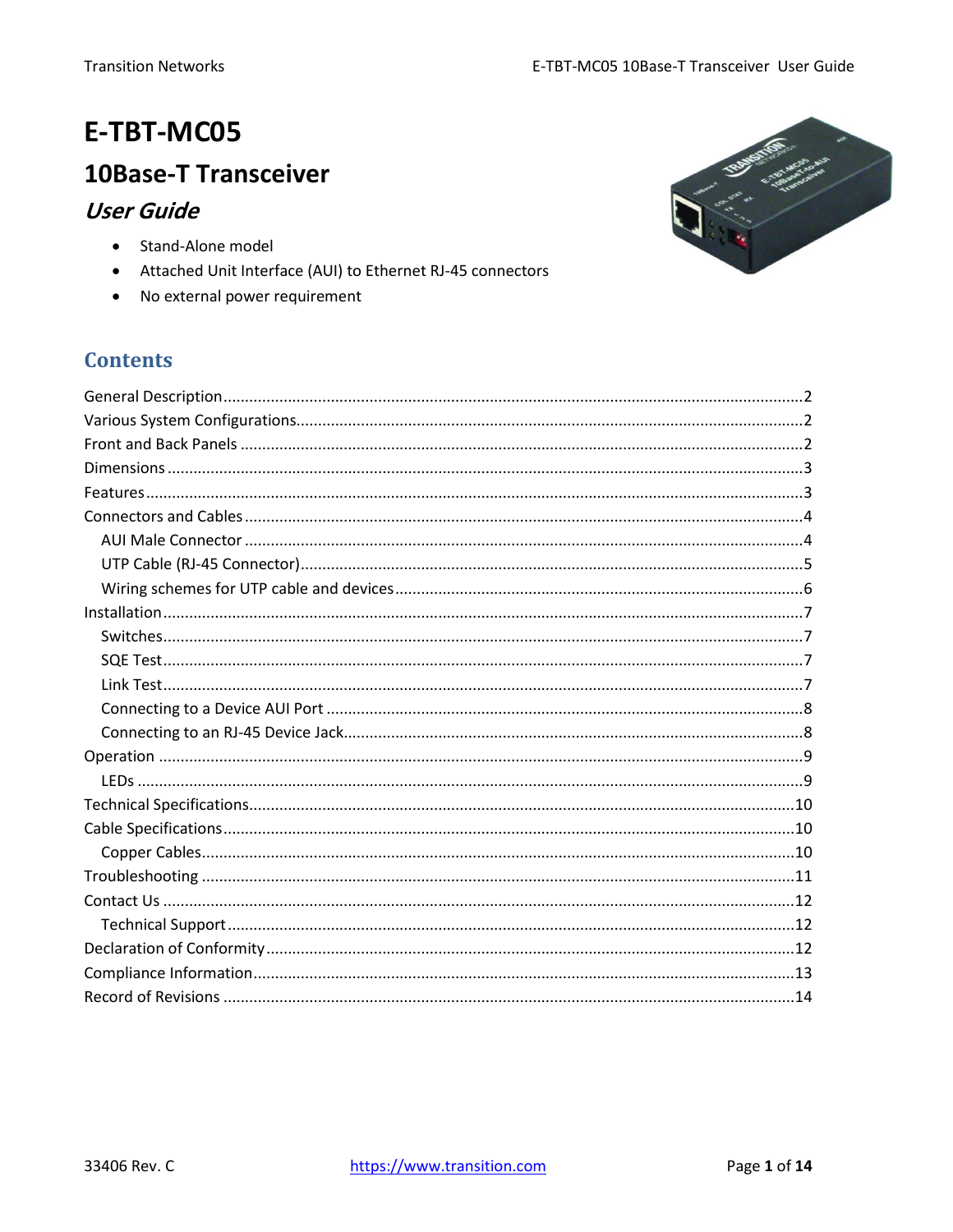# E-TBT-MC05

## 10Base-T Transceiver

### *User Guide*

- Stand-Alone model
- Attached Unit Interface (AUI) to Ethernet RJ-45 connectors
- No external power requirement

## Contents

General Description....................2
Various System Configurations....................2
Front and Back Panels....................2
Dimensions....................3
Features....................3
Connectors and Cables....................4
  AUI Male Connector....................4
  UTP Cable (RJ-45 Connector)....................5
  Wiring schemes for UTP cable and devices....................6
Installation....................7
  Switches....................7
  SQE Test....................7
  Link Test....................7
  Connecting to a Device AUI Port....................8
  Connecting to an RJ-45 Device Jack....................8
Operation....................9
  LEDs....................9
Technical Specifications....................10
Cable Specifications....................10
  Copper Cables....................10
Troubleshooting....................11
Contact Us....................12
  Technical Support....................12
Declaration of Conformity....................12
Compliance Information....................13
Record of Revisions....................14

33406 Rev. C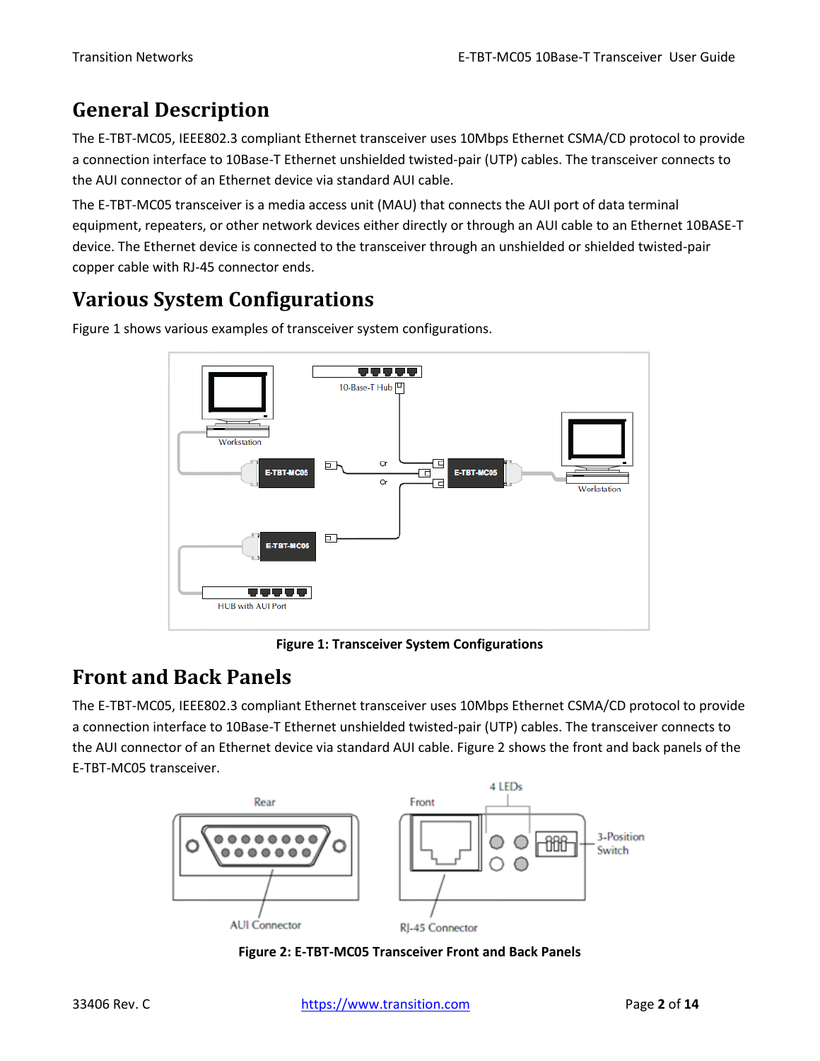# General Description

The E-TBT-MC05, IEEE802.3 compliant Ethernet transceiver uses 10Mbps Ethernet CSMA/CD protocol to provide a connection interface to 10Base-T Ethernet unshielded twisted-pair (UTP) cables. The transceiver connects to the AUI connector of an Ethernet device via standard AUI cable.

The E-TBT-MC05 transceiver is a media access unit (MAU) that connects the AUI port of data terminal equipment, repeaters, or other network devices either directly or through an AUI cable to an Ethernet 10BASE-T device. The Ethernet device is connected to the transceiver through an unshielded or shielded twisted-pair copper cable with RJ-45 connector ends.

# Various System Configurations

Figure 1 shows various examples of transceiver system configurations.

**Figure 1: Transceiver System Configurations**

# Front and Back Panels

The E-TBT-MC05, IEEE802.3 compliant Ethernet transceiver uses 10Mbps Ethernet CSMA/CD protocol to provide a connection interface to 10Base-T Ethernet unshielded twisted-pair (UTP) cables. The transceiver connects to the AUI connector of an Ethernet device via standard AUI cable. Figure 2 shows the front and back panels of the E-TBT-MC05 transceiver.

**Figure 2: E-TBT-MC05 Transceiver Front and Back Panels**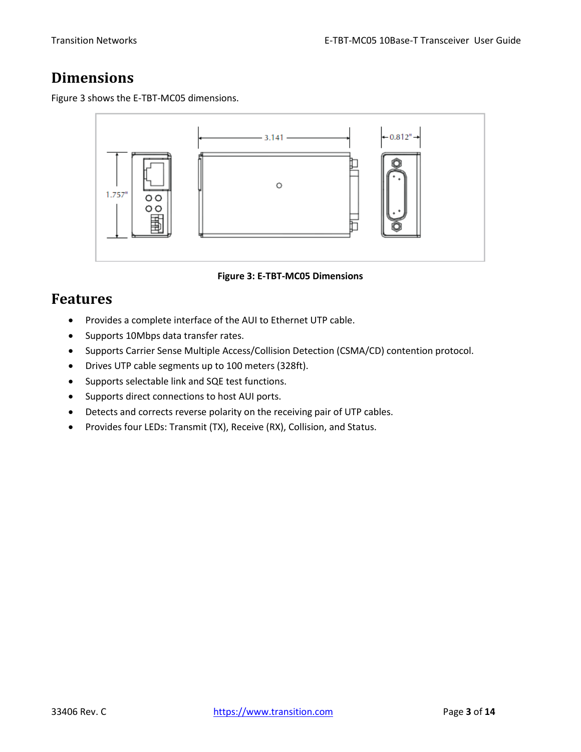## Dimensions

Figure 3 shows the E-TBT-MC05 dimensions.

Figure 3: E-TBT-MC05 Dimensions

## Features

- Provides a complete interface of the AUI to Ethernet UTP cable.
- Supports 10Mbps data transfer rates.
- Supports Carrier Sense Multiple Access/Collision Detection (CSMA/CD) contention protocol.
- Drives UTP cable segments up to 100 meters (328ft).
- Supports selectable link and SQE test functions.
- Supports direct connections to host AUI ports.
- Detects and corrects reverse polarity on the receiving pair of UTP cables.
- Provides four LEDs: Transmit (TX), Receive (RX), Collision, and Status.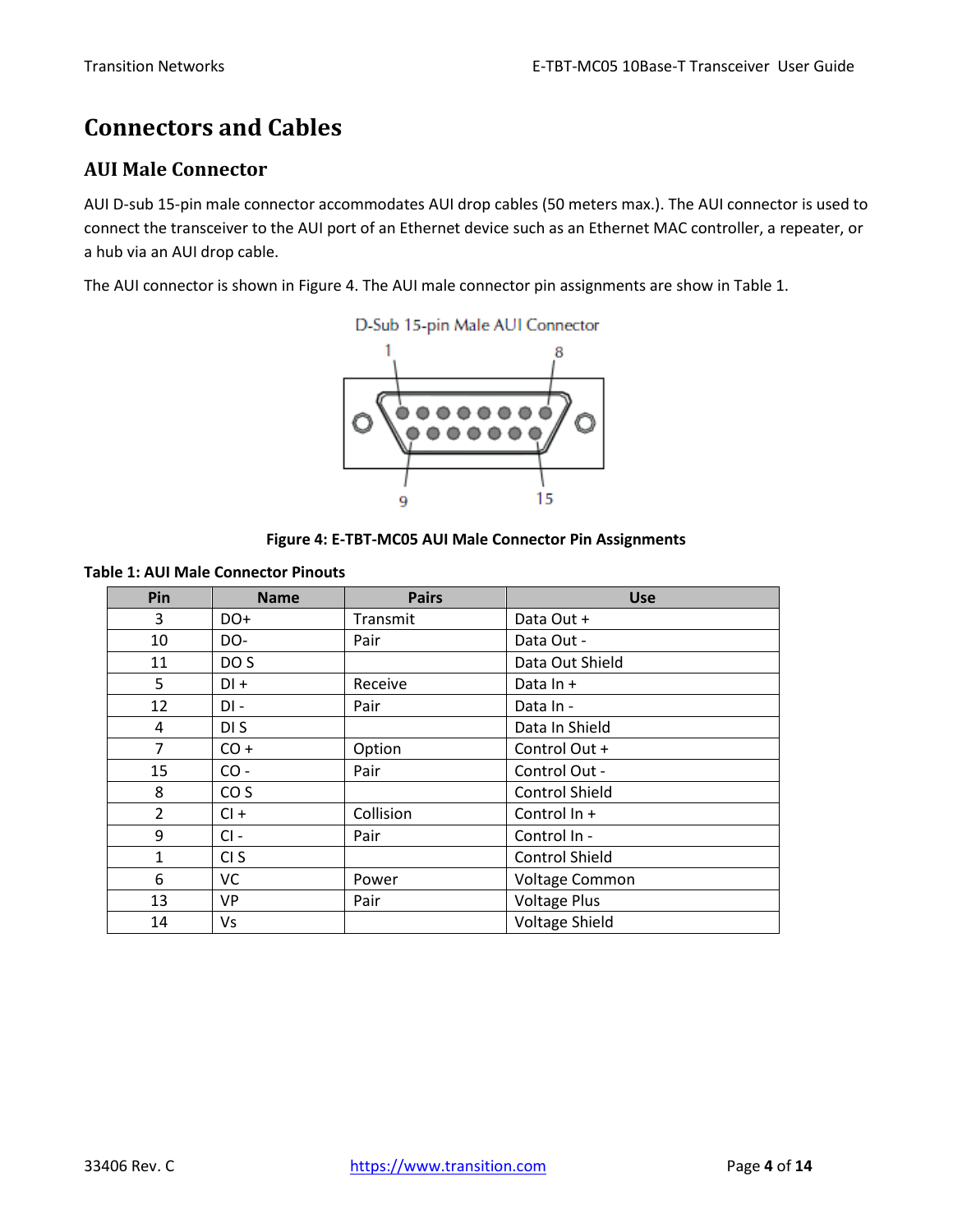# Connectors and Cables

## AUI Male Connector

AUI D-sub 15-pin male connector accommodates AUI drop cables (50 meters max.). The AUI connector is used to connect the transceiver to the AUI port of an Ethernet device such as an Ethernet MAC controller, a repeater, or a hub via an AUI drop cable.

The AUI connector is shown in Figure 4. The AUI male connector pin assignments are show in Table 1.

D-Sub 15-pin Male AUI Connector

**Figure 4: E-TBT-MC05 AUI Male Connector Pin Assignments**

**Table 1: AUI Male Connector Pinouts**

| Pin | Name | Pairs | Use |
|---|---|---|---|
| 3 | DO+ | Transmit | Data Out + |
| 10 | DO- | Pair | Data Out - |
| 11 | DO S | | Data Out Shield |
| 5 | DI + | Receive | Data In + |
| 12 | DI - | Pair | Data In - |
| 4 | DI S | | Data In Shield |
| 7 | CO + | Option | Control Out + |
| 15 | CO - | Pair | Control Out - |
| 8 | CO S | | Control Shield |
| 2 | CI + | Collision | Control In + |
| 9 | CI - | Pair | Control In - |
| 1 | CI S | | Control Shield |
| 6 | VC | Power | Voltage Common |
| 13 | VP | Pair | Voltage Plus |
| 14 | Vs | | Voltage Shield |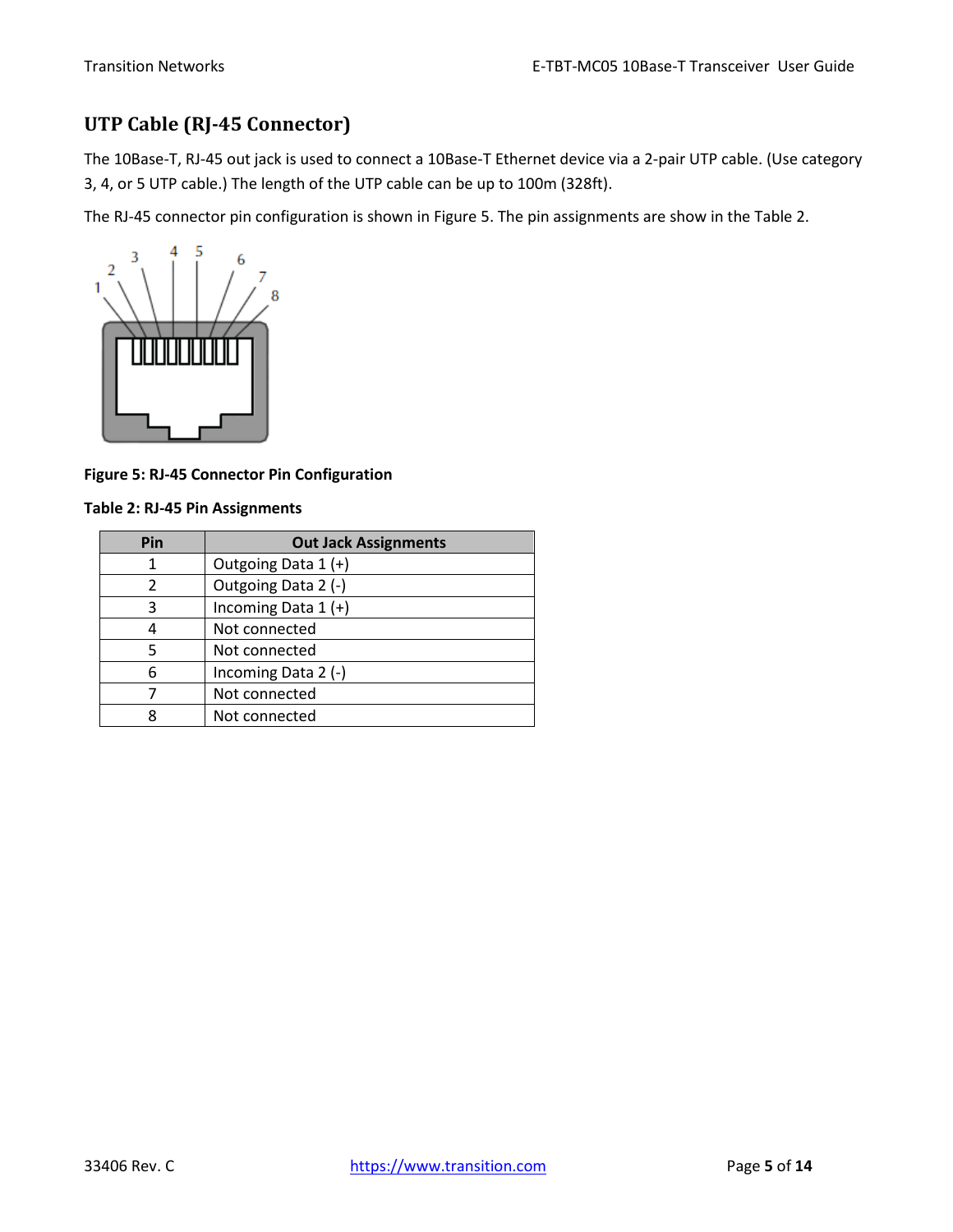## UTP Cable (RJ-45 Connector)

The 10Base-T, RJ-45 out jack is used to connect a 10Base-T Ethernet device via a 2-pair UTP cable. (Use category 3, 4, or 5 UTP cable.) The length of the UTP cable can be up to 100m (328ft).

The RJ-45 connector pin configuration is shown in Figure 5. The pin assignments are show in the Table 2.

**Figure 5: RJ-45 Connector Pin Configuration**

**Table 2: RJ-45 Pin Assignments**

| Pin | Out Jack Assignments |
|---|---|
| 1 | Outgoing Data 1 (+) |
| 2 | Outgoing Data 2 (-) |
| 3 | Incoming Data 1 (+) |
| 4 | Not connected |
| 5 | Not connected |
| 6 | Incoming Data 2 (-) |
| 7 | Not connected |
| 8 | Not connected |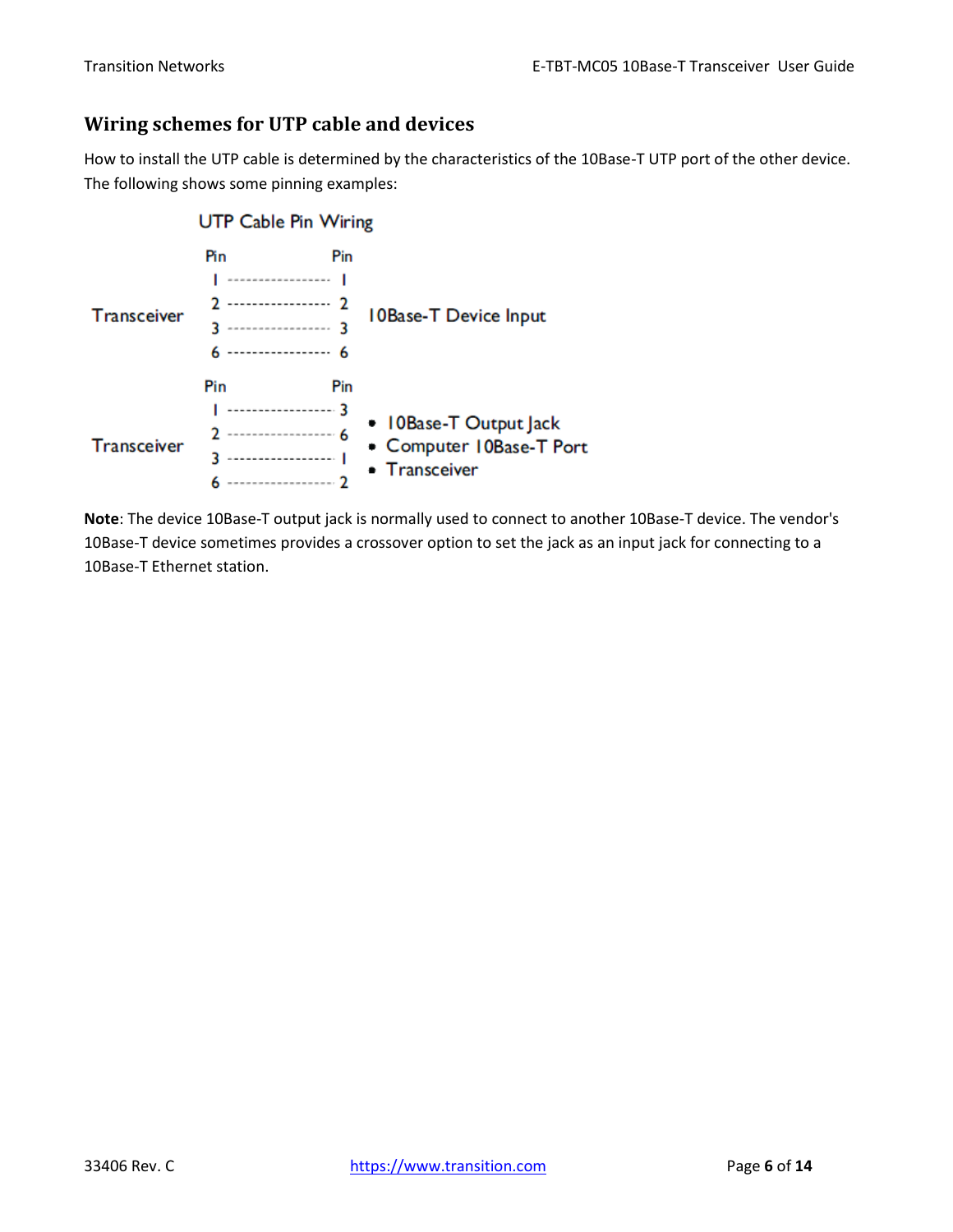## Wiring schemes for UTP cable and devices

How to install the UTP cable is determined by the characteristics of the 10Base-T UTP port of the other device. The following shows some pinning examples:

**UTP Cable Pin Wiring**

| | Pin | | Pin | |
|---|---|---|---|---|
| Transceiver | 1 | ---------------- | 1 | 10Base-T Device Input |
| | 2 | ---------------- | 2 | |
| | 3 | ---------------- | 3 | |
| | 6 | ---------------- | 6 | |

| | Pin | | Pin | |
|---|---|---|---|---|
| Transceiver | 1 | ---------------- | 3 | • 10Base-T Output Jack |
| | 2 | ---------------- | 6 | • Computer 10Base-T Port |
| | 3 | ---------------- | 1 | • Transceiver |
| | 6 | ---------------- | 2 | |

**Note**: The device 10Base-T output jack is normally used to connect to another 10Base-T device. The vendor's 10Base-T device sometimes provides a crossover option to set the jack as an input jack for connecting to a 10Base-T Ethernet station.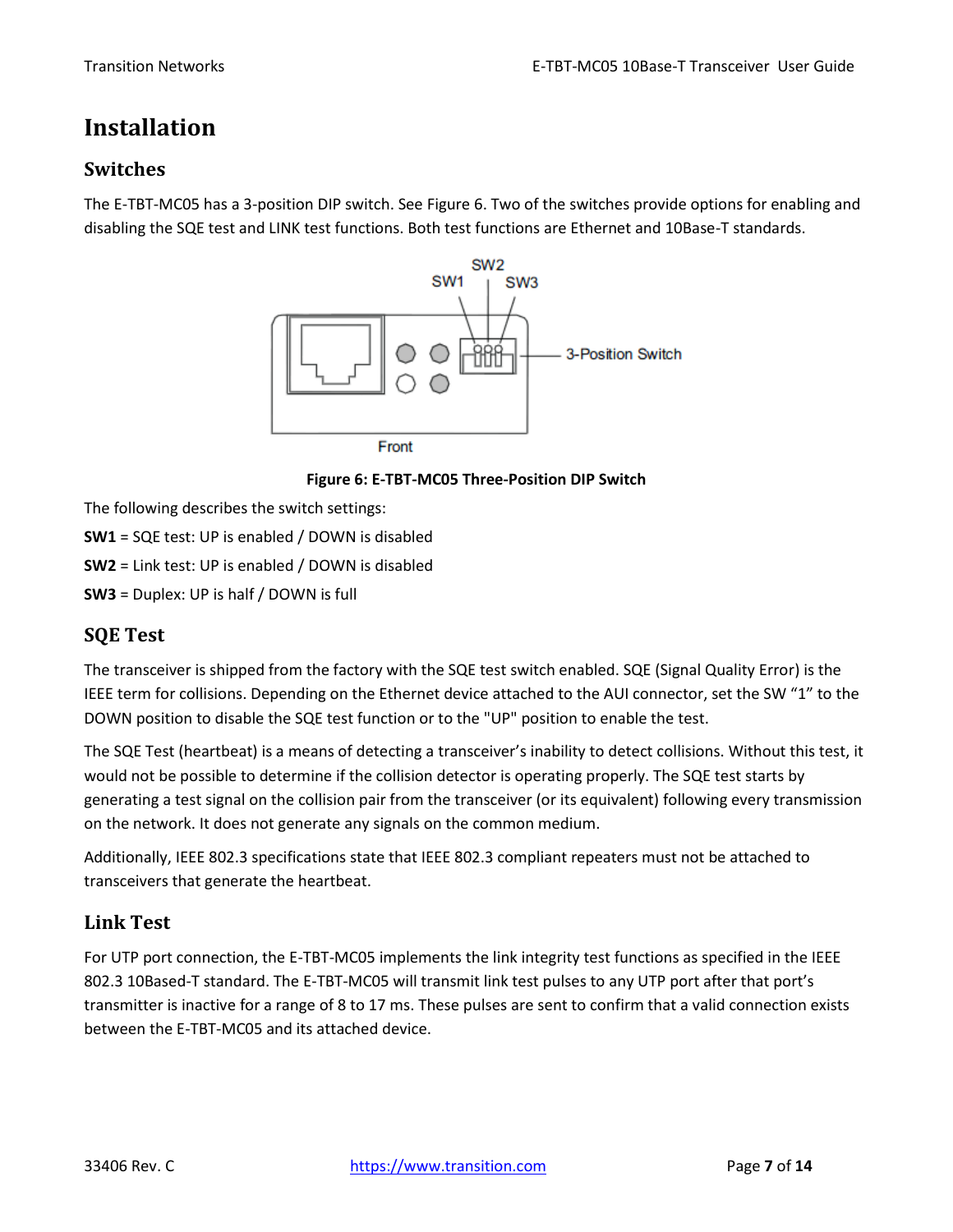# Installation

## Switches

The E-TBT-MC05 has a 3-position DIP switch. See Figure 6. Two of the switches provide options for enabling and disabling the SQE test and LINK test functions. Both test functions are Ethernet and 10Base-T standards.

**Figure 6: E-TBT-MC05 Three-Position DIP Switch**

The following describes the switch settings:

**SW1** = SQE test: UP is enabled / DOWN is disabled

**SW2** = Link test: UP is enabled / DOWN is disabled

**SW3** = Duplex: UP is half / DOWN is full

## SQE Test

The transceiver is shipped from the factory with the SQE test switch enabled. SQE (Signal Quality Error) is the IEEE term for collisions. Depending on the Ethernet device attached to the AUI connector, set the SW "1" to the DOWN position to disable the SQE test function or to the "UP" position to enable the test.

The SQE Test (heartbeat) is a means of detecting a transceiver's inability to detect collisions. Without this test, it would not be possible to determine if the collision detector is operating properly. The SQE test starts by generating a test signal on the collision pair from the transceiver (or its equivalent) following every transmission on the network. It does not generate any signals on the common medium.

Additionally, IEEE 802.3 specifications state that IEEE 802.3 compliant repeaters must not be attached to transceivers that generate the heartbeat.

## Link Test

For UTP port connection, the E-TBT-MC05 implements the link integrity test functions as specified in the IEEE 802.3 10Based-T standard. The E-TBT-MC05 will transmit link test pulses to any UTP port after that port's transmitter is inactive for a range of 8 to 17 ms. These pulses are sent to confirm that a valid connection exists between the E-TBT-MC05 and its attached device.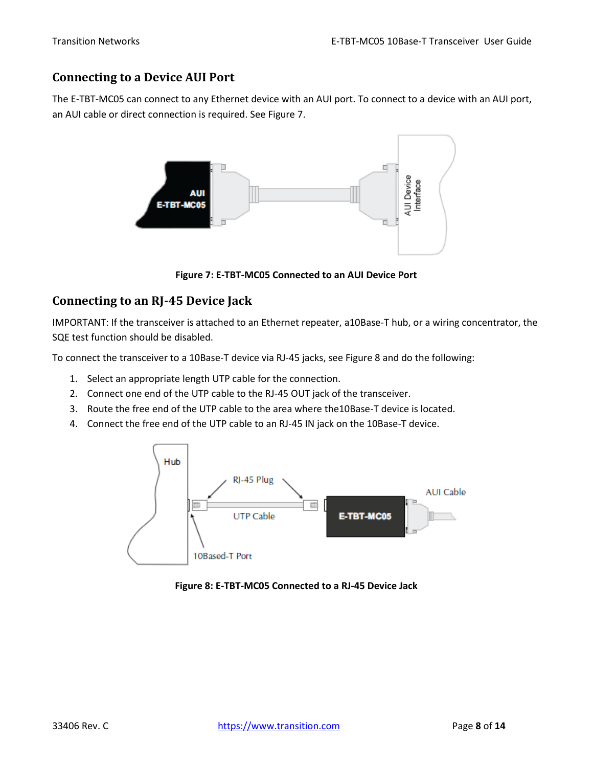## Connecting to a Device AUI Port

The E-TBT-MC05 can connect to any Ethernet device with an AUI port. To connect to a device with an AUI port, an AUI cable or direct connection is required. See Figure 7.

**Figure 7: E-TBT-MC05 Connected to an AUI Device Port**

## Connecting to an RJ-45 Device Jack

IMPORTANT: If the transceiver is attached to an Ethernet repeater, a10Base-T hub, or a wiring concentrator, the SQE test function should be disabled.

To connect the transceiver to a 10Base-T device via RJ-45 jacks, see Figure 8 and do the following:

1. Select an appropriate length UTP cable for the connection.
2. Connect one end of the UTP cable to the RJ-45 OUT jack of the transceiver.
3. Route the free end of the UTP cable to the area where the10Base-T device is located.
4. Connect the free end of the UTP cable to an RJ-45 IN jack on the 10Base-T device.

**Figure 8: E-TBT-MC05 Connected to a RJ-45 Device Jack**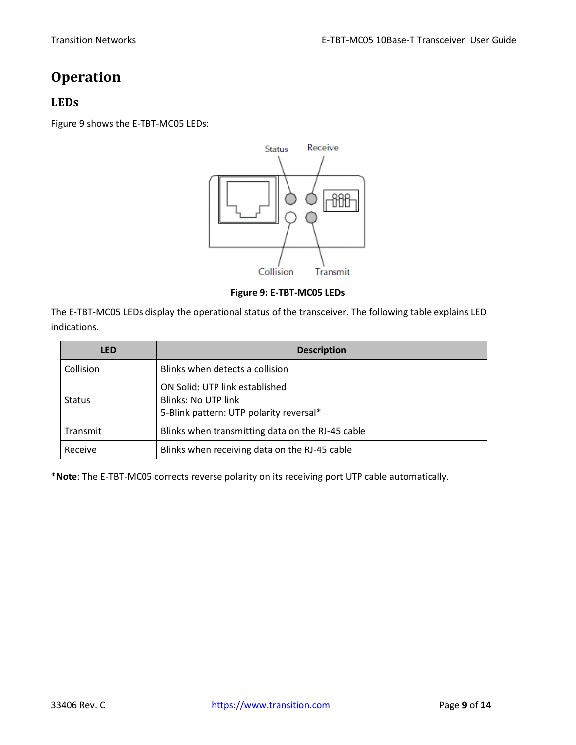# Operation

## LEDs

Figure 9 shows the E-TBT-MC05 LEDs:

Figure 9: E-TBT-MC05 LEDs

The E-TBT-MC05 LEDs display the operational status of the transceiver. The following table explains LED indications.

| LED | Description |
| --- | --- |
| Collision | Blinks when detects a collision |
| Status | ON Solid: UTP link established<br>Blinks: No UTP link<br>5-Blink pattern: UTP polarity reversal* |
| Transmit | Blinks when transmitting data on the RJ-45 cable |
| Receive | Blinks when receiving data on the RJ-45 cable |

***Note**: The E-TBT-MC05 corrects reverse polarity on its receiving port UTP cable automatically.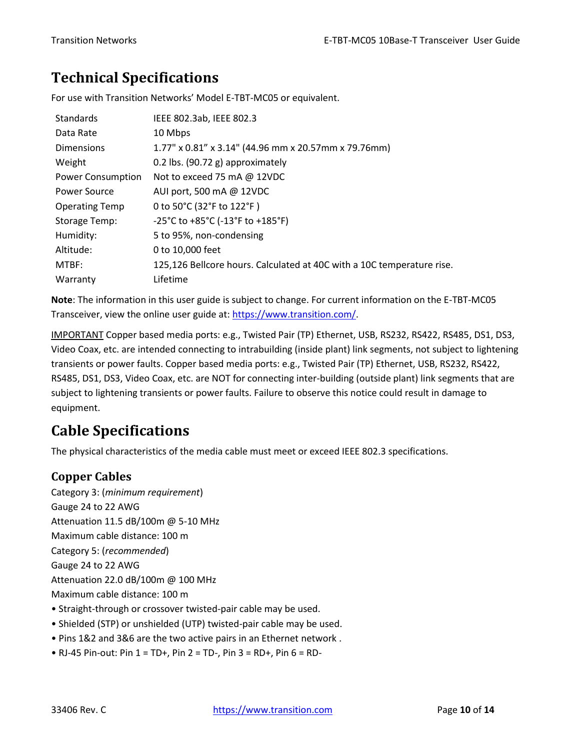## Technical Specifications

For use with Transition Networks' Model E-TBT-MC05 or equivalent.

| | |
|---|---|
| Standards | IEEE 802.3ab, IEEE 802.3 |
| Data Rate | 10 Mbps |
| Dimensions | 1.77" x 0.81" x 3.14" (44.96 mm x 20.57mm x 79.76mm) |
| Weight | 0.2 lbs. (90.72 g) approximately |
| Power Consumption | Not to exceed 75 mA @ 12VDC |
| Power Source | AUI port, 500 mA @ 12VDC |
| Operating Temp | 0 to 50°C (32°F to 122°F ) |
| Storage Temp: | -25°C to +85°C (-13°F to +185°F) |
| Humidity: | 5 to 95%, non-condensing |
| Altitude: | 0 to 10,000 feet |
| MTBF: | 125,126 Bellcore hours. Calculated at 40C with a 10C temperature rise. |
| Warranty | Lifetime |

**Note**: The information in this user guide is subject to change. For current information on the E-TBT-MC05 Transceiver, view the online user guide at: https://www.transition.com/.

IMPORTANT Copper based media ports: e.g., Twisted Pair (TP) Ethernet, USB, RS232, RS422, RS485, DS1, DS3, Video Coax, etc. are intended connecting to intrabuilding (inside plant) link segments, not subject to lightening transients or power faults. Copper based media ports: e.g., Twisted Pair (TP) Ethernet, USB, RS232, RS422, RS485, DS1, DS3, Video Coax, etc. are NOT for connecting inter-building (outside plant) link segments that are subject to lightening transients or power faults. Failure to observe this notice could result in damage to equipment.

## Cable Specifications

The physical characteristics of the media cable must meet or exceed IEEE 802.3 specifications.

### Copper Cables

Category 3: (*minimum requirement*)
Gauge 24 to 22 AWG
Attenuation 11.5 dB/100m @ 5-10 MHz
Maximum cable distance: 100 m
Category 5: (*recommended*)
Gauge 24 to 22 AWG
Attenuation 22.0 dB/100m @ 100 MHz
Maximum cable distance: 100 m

- Straight-through or crossover twisted-pair cable may be used.
- Shielded (STP) or unshielded (UTP) twisted-pair cable may be used.
- Pins 1&2 and 3&6 are the two active pairs in an Ethernet network .
- RJ-45 Pin-out: Pin 1 = TD+, Pin 2 = TD-, Pin 3 = RD+, Pin 6 = RD-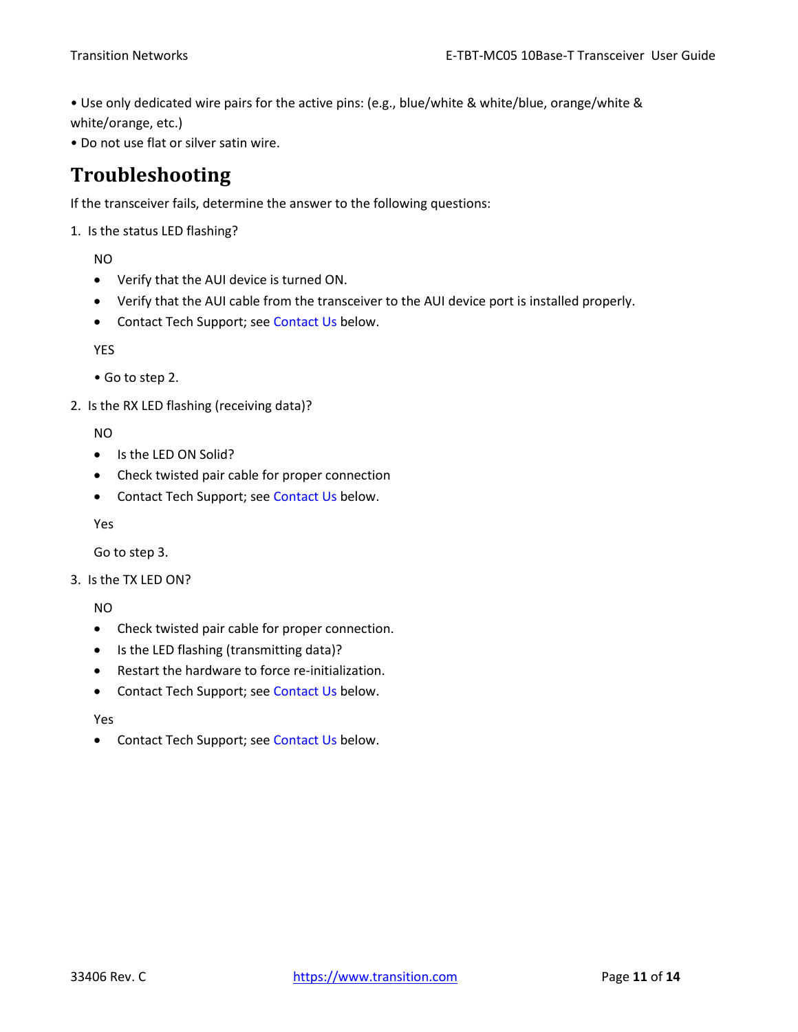• Use only dedicated wire pairs for the active pins: (e.g., blue/white & white/blue, orange/white & white/orange, etc.)
• Do not use flat or silver satin wire.

# Troubleshooting

If the transceiver fails, determine the answer to the following questions:

1. Is the status LED flashing?

   NO

   - Verify that the AUI device is turned ON.
   - Verify that the AUI cable from the transceiver to the AUI device port is installed properly.
   - Contact Tech Support; see Contact Us below.

   YES

   • Go to step 2.

2. Is the RX LED flashing (receiving data)?

   NO

   - Is the LED ON Solid?
   - Check twisted pair cable for proper connection
   - Contact Tech Support; see Contact Us below.

   Yes

   Go to step 3.

3. Is the TX LED ON?

   NO

   - Check twisted pair cable for proper connection.
   - Is the LED flashing (transmitting data)?
   - Restart the hardware to force re-initialization.
   - Contact Tech Support; see Contact Us below.

   Yes

   - Contact Tech Support; see Contact Us below.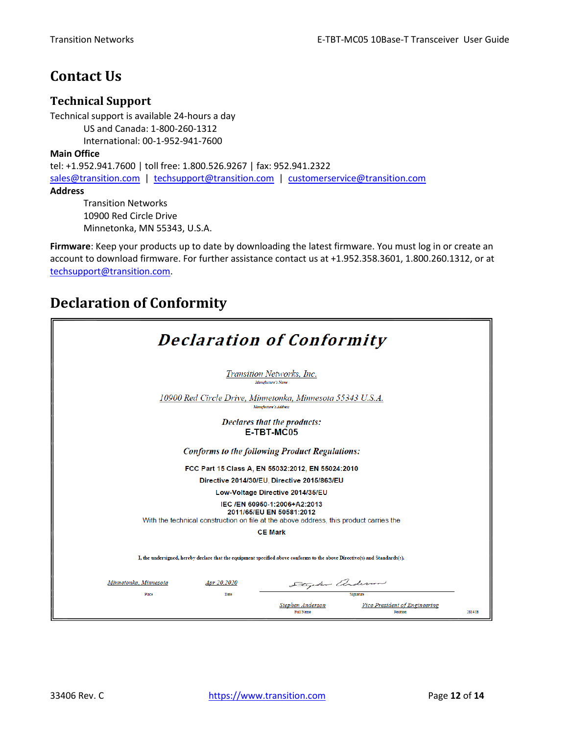# Contact Us

## Technical Support

Technical support is available 24-hours a day

US and Canada: 1-800-260-1312

International: 00-1-952-941-7600

**Main Office**

tel: +1.952.941.7600 | toll free: 1.800.526.9267 | fax: 952.941.2322

sales@transition.com | techsupport@transition.com | customerservice@transition.com

**Address**

Transition Networks
10900 Red Circle Drive
Minnetonka, MN 55343, U.S.A.

**Firmware**: Keep your products up to date by downloading the latest firmware. You must log in or create an account to download firmware. For further assistance contact us at +1.952.358.3601, 1.800.260.1312, or at techsupport@transition.com.

# Declaration of Conformity

***Declaration of Conformity***

*Transition Networks, Inc.*
Manufacture's Name

*10900 Red Circle Drive, Minnetonka, Minnesota 55343 U.S.A.*
Manufacture's Address

*Declares that the products:*
**E-TBT-MC05**

*Conforms to the following Product Regulations:*

**FCC Part 15 Class A, EN 55032:2012, EN 55024:2010**

**Directive 2014/30/EU, Directive 2015/863/EU**

**Low-Voltage Directive 2014/35/EU**

**IEC /EN 60950-1:2006+A2:2013**
**2011/65/EU EN 50581:2012**

With the technical construction on file at the above address, this product carries the

**CE Mark**

I, the undersigned, hereby declare that the equipment specified above conforms to the above Directive(s) and Standards(s).

| *Minnetonka, Minnesota* | *Apr 20,2020* | *Stephen Anderson* (signature) |
|---|---|---|
| Place | Date | Signature |

*Stephen Anderson* — Full Name
*Vice President of Engineering* — Position

28141B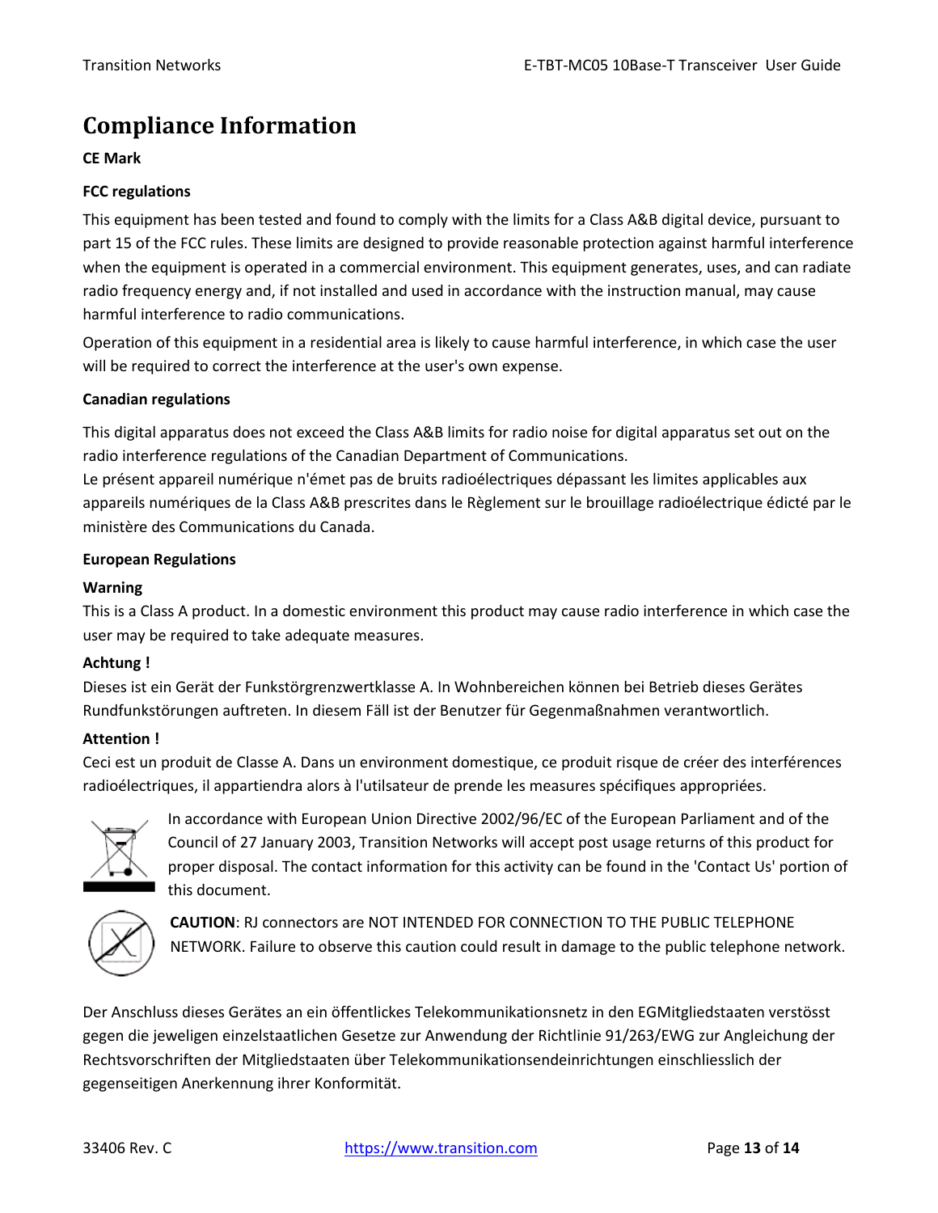# Compliance Information

**CE Mark**

**FCC regulations**

This equipment has been tested and found to comply with the limits for a Class A&B digital device, pursuant to part 15 of the FCC rules. These limits are designed to provide reasonable protection against harmful interference when the equipment is operated in a commercial environment. This equipment generates, uses, and can radiate radio frequency energy and, if not installed and used in accordance with the instruction manual, may cause harmful interference to radio communications.

Operation of this equipment in a residential area is likely to cause harmful interference, in which case the user will be required to correct the interference at the user's own expense.

**Canadian regulations**

This digital apparatus does not exceed the Class A&B limits for radio noise for digital apparatus set out on the radio interference regulations of the Canadian Department of Communications.
Le présent appareil numérique n'émet pas de bruits radioélectriques dépassant les limites applicables aux appareils numériques de la Class A&B prescrites dans le Règlement sur le brouillage radioélectrique édicté par le ministère des Communications du Canada.

**European Regulations**

**Warning**
This is a Class A product. In a domestic environment this product may cause radio interference in which case the user may be required to take adequate measures.

**Achtung !**
Dieses ist ein Gerät der Funkstörgrenzwertklasse A. In Wohnbereichen können bei Betrieb dieses Gerätes Rundfunkstörungen auftreten. In diesem Fäll ist der Benutzer für Gegenmaßnahmen verantwortlich.

**Attention !**
Ceci est un produit de Classe A. Dans un environment domestique, ce produit risque de créer des interférences radioélectriques, il appartiendra alors à l'utilsateur de prende les measures spécifiques appropriées.

In accordance with European Union Directive 2002/96/EC of the European Parliament and of the Council of 27 January 2003, Transition Networks will accept post usage returns of this product for proper disposal. The contact information for this activity can be found in the 'Contact Us' portion of this document.

**CAUTION**: RJ connectors are NOT INTENDED FOR CONNECTION TO THE PUBLIC TELEPHONE NETWORK. Failure to observe this caution could result in damage to the public telephone network.

Der Anschluss dieses Gerätes an ein öffentlickes Telekommunikationsnetz in den EGMitgliedstaaten verstösst gegen die jeweligen einzelstaatlichen Gesetze zur Anwendung der Richtlinie 91/263/EWG zur Angleichung der Rechtsvorschriften der Mitgliedstaaten über Telekommunikationsendeinrichtungen einschliesslich der gegenseitigen Anerkennung ihrer Konformität.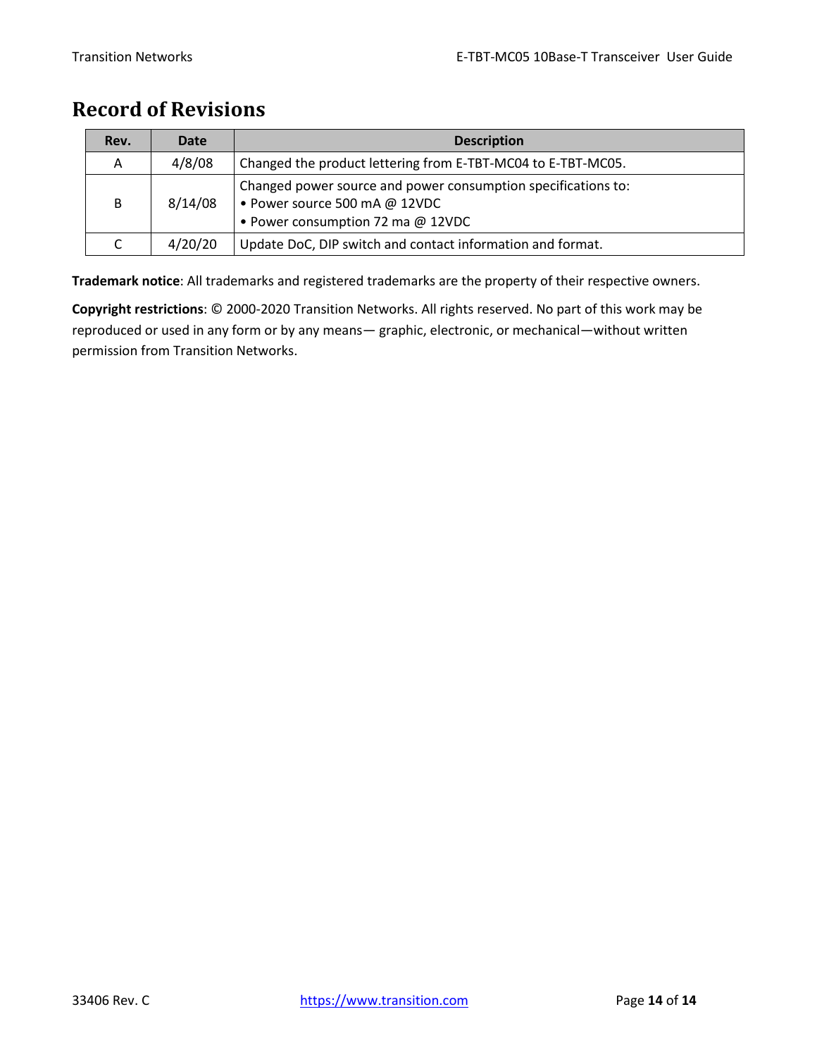# Record of Revisions

| Rev. | Date | Description |
|---|---|---|
| A | 4/8/08 | Changed the product lettering from E-TBT-MC04 to E-TBT-MC05. |
| B | 8/14/08 | Changed power source and power consumption specifications to:<br>• Power source 500 mA @ 12VDC<br>• Power consumption 72 ma @ 12VDC |
| C | 4/20/20 | Update DoC, DIP switch and contact information and format. |

**Trademark notice**: All trademarks and registered trademarks are the property of their respective owners.

**Copyright restrictions**: © 2000-2020 Transition Networks. All rights reserved. No part of this work may be reproduced or used in any form or by any means— graphic, electronic, or mechanical—without written permission from Transition Networks.